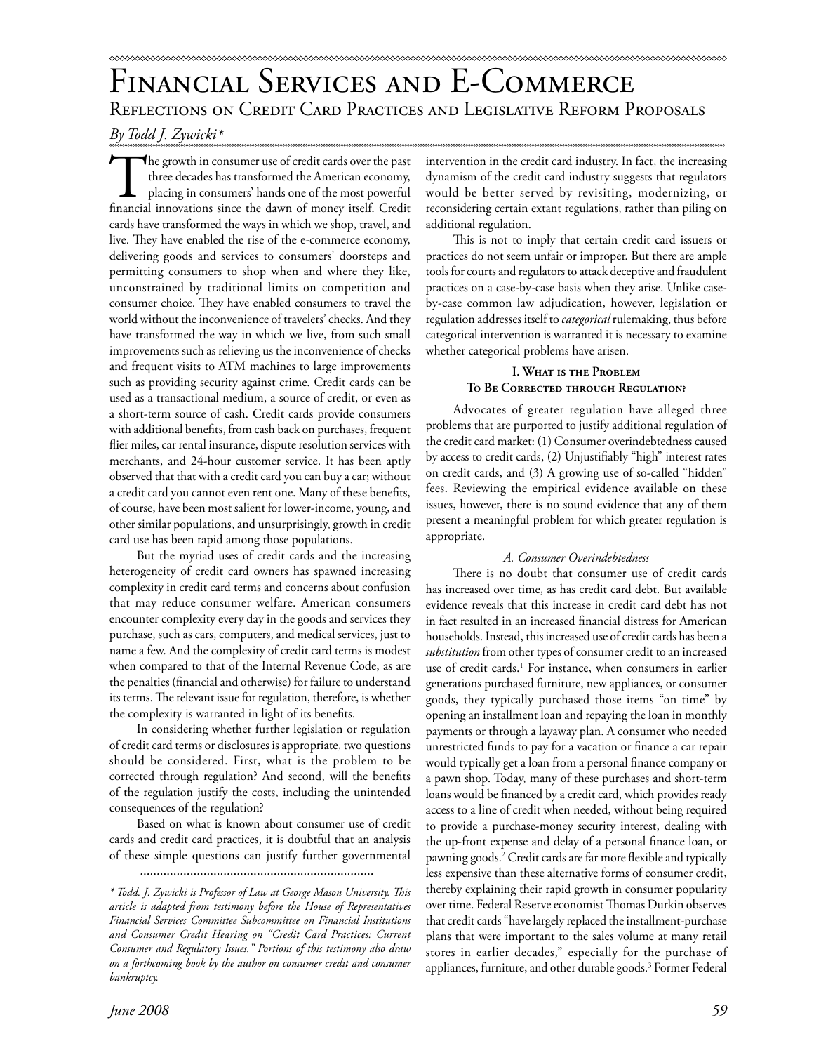# Financial Services and E-Commerce

## Reflections on Credit Card Practices and Legislative Reform Proposals

*By Todd J. Zywicki\**

The growth in consumer use of credit cards over the past three decades has transformed the American economy, placing in consumers' hands one of the most powerful financial innovations since the dawn of money itself. Credit cards have transformed the ways in which we shop, travel, and live. They have enabled the rise of the e-commerce economy, delivering goods and services to consumers' doorsteps and permitting consumers to shop when and where they like, unconstrained by traditional limits on competition and consumer choice. They have enabled consumers to travel the world without the inconvenience of travelers' checks. And they have transformed the way in which we live, from such small improvements such as relieving us the inconvenience of checks and frequent visits to ATM machines to large improvements such as providing security against crime. Credit cards can be used as a transactional medium, a source of credit, or even as a short-term source of cash. Credit cards provide consumers with additional benefits, from cash back on purchases, frequent flier miles, car rental insurance, dispute resolution services with merchants, and 24-hour customer service. It has been aptly observed that that with a credit card you can buy a car; without a credit card you cannot even rent one. Many of these benefits, of course, have been most salient for lower-income, young, and other similar populations, and unsurprisingly, growth in credit card use has been rapid among those populations.

But the myriad uses of credit cards and the increasing heterogeneity of credit card owners has spawned increasing complexity in credit card terms and concerns about confusion that may reduce consumer welfare. American consumers encounter complexity every day in the goods and services they purchase, such as cars, computers, and medical services, just to name a few. And the complexity of credit card terms is modest when compared to that of the Internal Revenue Code, as are the penalties (financial and otherwise) for failure to understand its terms. The relevant issue for regulation, therefore, is whether the complexity is warranted in light of its benefits.

In considering whether further legislation or regulation of credit card terms or disclosures is appropriate, two questions should be considered. First, what is the problem to be corrected through regulation? And second, will the benefits of the regulation justify the costs, including the unintended consequences of the regulation?

Based on what is known about consumer use of credit cards and credit card practices, it is doubtful that an analysis of these simple questions can justify further governmental intervention in the credit card industry. In fact, the increasing dynamism of the credit card industry suggests that regulators would be better served by revisiting, modernizing, or reconsidering certain extant regulations, rather than piling on additional regulation.

This is not to imply that certain credit card issuers or practices do not seem unfair or improper. But there are ample tools for courts and regulators to attack deceptive and fraudulent practices on a case-by-case basis when they arise. Unlike case-by-case common law adjudication, however, legislation or regulation addresses itself to *categorical* rulemaking, thus before categorical intervention is warranted it is necessary to examine whether categorical problems have arisen.

### I. What is the Problem To Be Corrected through Regulation?

Advocates of greater regulation have alleged three problems that are purported to justify additional regulation of the credit card market: (1) Consumer overindebtedness caused by access to credit cards, (2) Unjustifiably "high" interest rates on credit cards, and (3) A growing use of so-called "hidden" fees. Reviewing the empirical evidence available on these issues, however, there is no sound evidence that any of them present a meaningful problem for which greater regulation is appropriate.

#### *A. Consumer Overindebtedness*

There is no doubt that consumer use of credit cards has increased over time, as has credit card debt. But available evidence reveals that this increase in credit card debt has not in fact resulted in an increased financial distress for American households. Instead, this increased use of credit cards has been a *substitution* from other types of consumer credit to an increased use of credit cards.[1] For instance, when consumers in earlier generations purchased furniture, new appliances, or consumer goods, they typically purchased those items "on time" by opening an installment loan and repaying the loan in monthly payments or through a layaway plan. A consumer who needed unrestricted funds to pay for a vacation or finance a car repair would typically get a loan from a personal finance company or a pawn shop. Today, many of these purchases and short-term loans would be financed by a credit card, which provides ready access to a line of credit when needed, without being required to provide a purchase-money security interest, dealing with the up-front expense and delay of a personal finance loan, or pawning goods.[2] Credit cards are far more flexible and typically less expensive than these alternative forms of consumer credit, thereby explaining their rapid growth in consumer popularity over time. Federal Reserve economist Thomas Durkin observes that credit cards "have largely replaced the installment-purchase plans that were important to the sales volume at many retail stores in earlier decades," especially for the purchase of appliances, furniture, and other durable goods.[3] Former Federal

---

*\* Todd. J. Zywicki is Professor of Law at George Mason University. This article is adapted from testimony before the House of Representatives Financial Services Committee Subcommittee on Financial Institutions and Consumer Credit Hearing on "Credit Card Practices: Current Consumer and Regulatory Issues." Portions of this testimony also draw on a forthcoming book by the author on consumer credit and consumer bankruptcy.*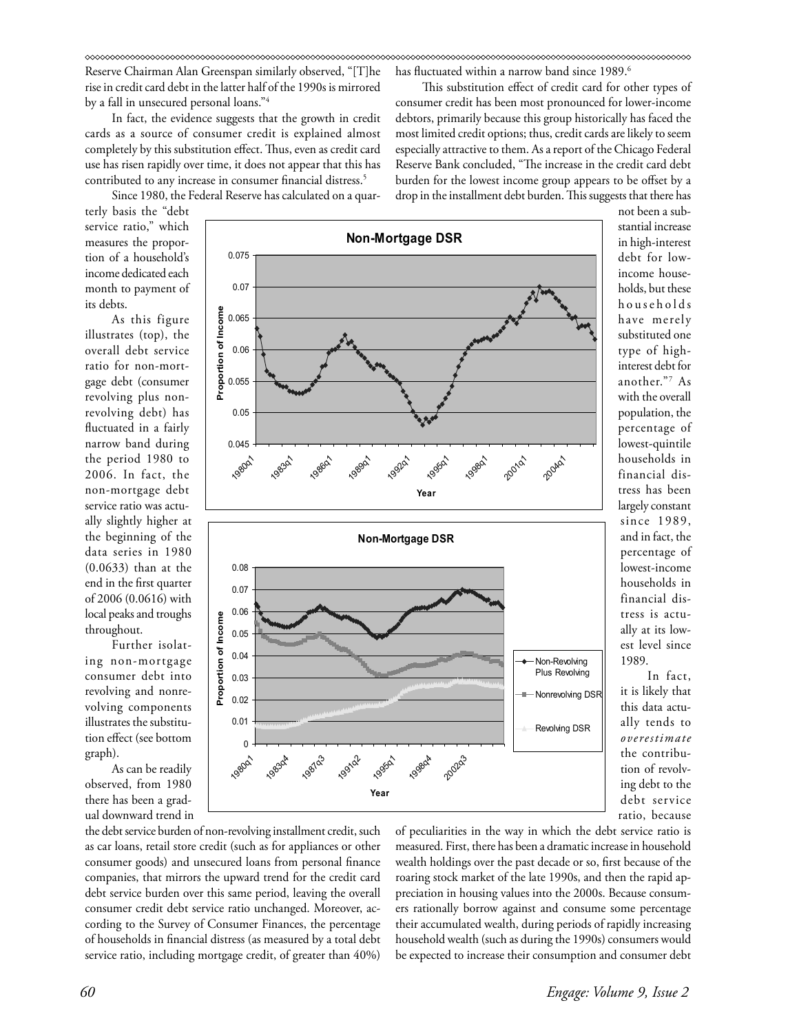Reserve Chairman Alan Greenspan similarly observed, "[T]he rise in credit card debt in the latter half of the 1990s is mirrored by a fall in unsecured personal loans."[4]

In fact, the evidence suggests that the growth in credit cards as a source of consumer credit is explained almost completely by this substitution effect. Thus, even as credit card use has risen rapidly over time, it does not appear that this has contributed to any increase in consumer financial distress.[5]

Since 1980, the Federal Reserve has calculated on a quarterly basis the "debt service ratio," which measures the proportion of a household's income dedicated each month to payment of its debts.

As this figure illustrates (top), the overall debt service ratio for non-mortgage debt (consumer revolving plus non-revolving debt) has fluctuated in a fairly narrow band during the period 1980 to 2006. In fact, the non-mortgage debt service ratio was actually slightly higher at the beginning of the data series in 1980 (0.0633) than at the end in the first quarter of 2006 (0.0616) with local peaks and troughs throughout.

Further isolating non-mortgage consumer debt into revolving and nonrevolving components illustrates the substitution effect (see bottom graph).

As can be readily observed, from 1980 there has been a gradual downward trend in the debt service burden of non-revolving installment credit, such as car loans, retail store credit (such as for appliances or other consumer goods) and unsecured loans from personal finance companies, that mirrors the upward trend for the credit card debt service burden over this same period, leaving the overall consumer credit debt service ratio unchanged. Moreover, according to the Survey of Consumer Finances, the percentage of households in financial distress (as measured by a total debt service ratio, including mortgage credit, of greater than 40%) has fluctuated within a narrow band since 1989.[6]

This substitution effect of credit card for other types of consumer credit has been most pronounced for lower-income debtors, primarily because this group historically has faced the most limited credit options; thus, credit cards are likely to seem especially attractive to them. As a report of the Chicago Federal Reserve Bank concluded, "The increase in the credit card debt burden for the lowest income group appears to be offset by a drop in the installment debt burden. This suggests that there has not been a substantial increase in high-interest debt for low-income households, but these households have merely substituted one type of high-interest debt for another."[7] As with the overall population, the percentage of lowest-quintile households in financial distress has been largely constant since 1989, and in fact, the percentage of lowest-income households in financial distress is actually at its lowest level since 1989.

In fact, it is likely that this data actually tends to *overestimate* the contribution of revolving debt to the debt service ratio, because of peculiarities in the way in which the debt service ratio is measured. First, there has been a dramatic increase in household wealth holdings over the past decade or so, first because of the roaring stock market of the late 1990s, and then the rapid appreciation in housing values into the 2000s. Because consumers rationally borrow against and consume some percentage their accumulated wealth, during periods of rapidly increasing household wealth (such as during the 1990s) consumers would be expected to increase their consumption and consumer debt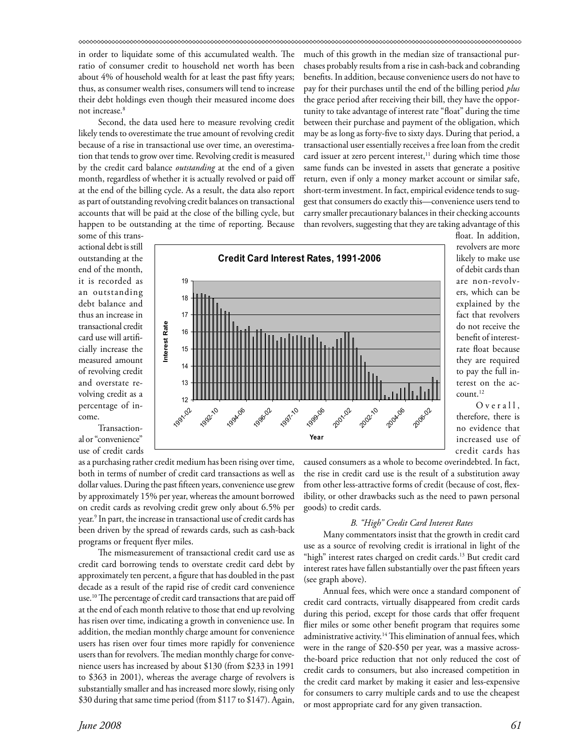in order to liquidate some of this accumulated wealth. The ratio of consumer credit to household net worth has been about 4% of household wealth for at least the past fifty years; thus, as consumer wealth rises, consumers will tend to increase their debt holdings even though their measured income does not increase.[8]

Second, the data used here to measure revolving credit likely tends to overestimate the true amount of revolving credit because of a rise in transactional use over time, an overestimation that tends to grow over time. Revolving credit is measured by the credit card balance *outstanding* at the end of a given month, regardless of whether it is actually revolved or paid off at the end of the billing cycle. As a result, the data also report as part of outstanding revolving credit balances on transactional accounts that will be paid at the close of the billing cycle, but happen to be outstanding at the time of reporting. Because some of this transactional debt is still outstanding at the end of the month, it is recorded as an outstanding debt balance and thus an increase in transactional credit card use will artificially increase the measured amount of revolving credit and overstate revolving credit as a percentage of income.

Transactional or "convenience" use of credit cards as a purchasing rather credit medium has been rising over time, both in terms of number of credit card transactions as well as dollar values. During the past fifteen years, convenience use grew by approximately 15% per year, whereas the amount borrowed on credit cards as revolving credit grew only about 6.5% per year.[9] In part, the increase in transactional use of credit cards has been driven by the spread of rewards cards, such as cash-back programs or frequent flyer miles.

The mismeasurement of transactional credit card use as credit card borrowing tends to overstate credit card debt by approximately ten percent, a figure that has doubled in the past decade as a result of the rapid rise of credit card convenience use.[10] The percentage of credit card transactions that are paid off at the end of each month relative to those that end up revolving has risen over time, indicating a growth in convenience use. In addition, the median monthly charge amount for convenience users has risen over four times more rapidly for convenience users than for revolvers. The median monthly charge for convenience users has increased by about $130 (from $233 in 1991 to $363 in 2001), whereas the average charge of revolvers is substantially smaller and has increased more slowly, rising only $30 during that same time period (from $117 to $147). Again, much of this growth in the median size of transactional purchases probably results from a rise in cash-back and cobranding benefits. In addition, because convenience users do not have to pay for their purchases until the end of the billing period *plus* the grace period after receiving their bill, they have the opportunity to take advantage of interest rate "float" during the time between their purchase and payment of the obligation, which may be as long as forty-five to sixty days. During that period, a transactional user essentially receives a free loan from the credit card issuer at zero percent interest,[11] during which time those same funds can be invested in assets that generate a positive return, even if only a money market account or similar safe, short-term investment. In fact, empirical evidence tends to suggest that consumers do exactly this—convenience users tend to carry smaller precautionary balances in their checking accounts than revolvers, suggesting that they are taking advantage of this float. In addition, revolvers are more likely to make use of debit cards than are non-revolvers, which can be explained by the fact that revolvers do not receive the benefit of interest-rate float because they are required to pay the full interest on the account.[12]

Overall, therefore, there is no evidence that increased use of credit cards has caused consumers as a whole to become overindebted. In fact, the rise in credit card use is the result of a substitution away from other less-attractive forms of credit (because of cost, flexibility, or other drawbacks such as the need to pawn personal goods) to credit cards.

### *B. "High" Credit Card Interest Rates*

Many commentators insist that the growth in credit card use as a source of revolving credit is irrational in light of the "high" interest rates charged on credit cards.[13] But credit card interest rates have fallen substantially over the past fifteen years (see graph above).

Annual fees, which were once a standard component of credit card contracts, virtually disappeared from credit cards during this period, except for those cards that offer frequent flier miles or some other benefit program that requires some administrative activity.[14] This elimination of annual fees, which were in the range of $20-$50 per year, was a massive across-the-board price reduction that not only reduced the cost of credit cards to consumers, but also increased competition in the credit card market by making it easier and less-expensive for consumers to carry multiple cards and to use the cheapest or most appropriate card for any given transaction.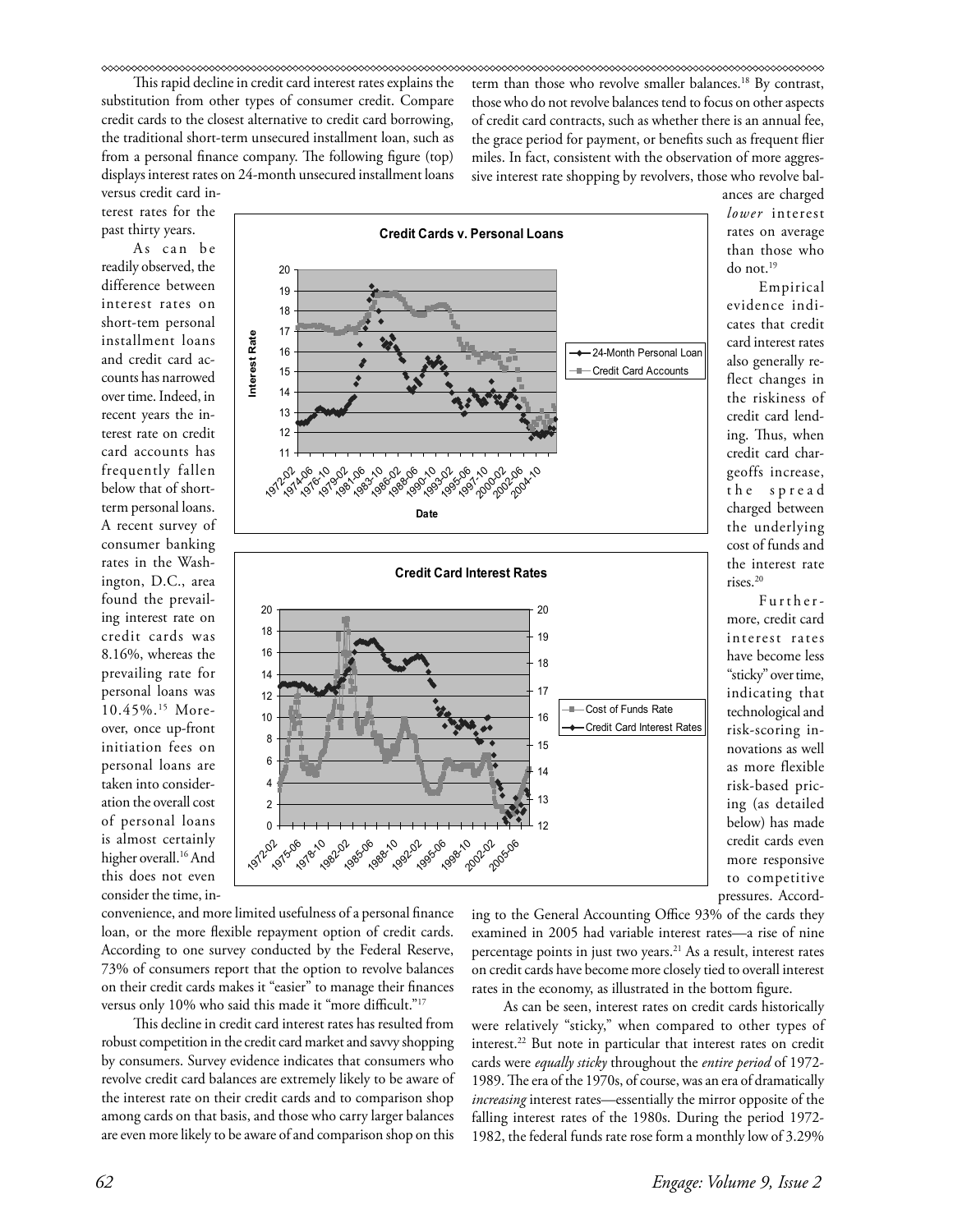This rapid decline in credit card interest rates explains the substitution from other types of consumer credit. Compare credit cards to the closest alternative to credit card borrowing, the traditional short-term unsecured installment loan, such as from a personal finance company. The following figure (top) displays interest rates on 24-month unsecured installment loans versus credit card interest rates for the past thirty years.

As can be readily observed, the difference between interest rates on short-tem personal installment loans and credit card accounts has narrowed over time. Indeed, in recent years the interest rate on credit card accounts has frequently fallen below that of short-term personal loans. A recent survey of consumer banking rates in the Washington, D.C., area found the prevailing interest rate on credit cards was 8.16%, whereas the prevailing rate for personal loans was 10.45%.[15] Moreover, once up-front initiation fees on personal loans are taken into consideration the overall cost of personal loans is almost certainly higher overall.[16] And this does not even consider the time, inconvenience, and more limited usefulness of a personal finance loan, or the more flexible repayment option of credit cards. According to one survey conducted by the Federal Reserve, 73% of consumers report that the option to revolve balances on their credit cards makes it "easier" to manage their finances versus only 10% who said this made it "more difficult."[17]

This decline in credit card interest rates has resulted from robust competition in the credit card market and savvy shopping by consumers. Survey evidence indicates that consumers who revolve credit card balances are extremely likely to be aware of the interest rate on their credit cards and to comparison shop among cards on that basis, and those who carry larger balances are even more likely to be aware of and comparison shop on this term than those who revolve smaller balances.[18] By contrast, those who do not revolve balances tend to focus on other aspects of credit card contracts, such as whether there is an annual fee, the grace period for payment, or benefits such as frequent flier miles. In fact, consistent with the observation of more aggressive interest rate shopping by revolvers, those who revolve balances are charged *lower* interest rates on average than those who do not.[19]

Empirical evidence indicates that credit card interest rates also generally reflect changes in the riskiness of credit card lending. Thus, when credit card chargeoffs increase, the spread charged between the underlying cost of funds and the interest rate rises.[20]

Furthermore, credit card interest rates have become less "sticky" over time, indicating that technological and risk-scoring innovations as well as more flexible risk-based pricing (as detailed below) has made credit cards even more responsive to competitive pressures. According to the General Accounting Office 93% of the cards they examined in 2005 had variable interest rates—a rise of nine percentage points in just two years.[21] As a result, interest rates on credit cards have become more closely tied to overall interest rates in the economy, as illustrated in the bottom figure.

As can be seen, interest rates on credit cards historically were relatively "sticky," when compared to other types of interest.[22] But note in particular that interest rates on credit cards were *equally sticky* throughout the *entire period* of 1972-1989. The era of the 1970s, of course, was an era of dramatically *increasing* interest rates—essentially the mirror opposite of the falling interest rates of the 1980s. During the period 1972-1982, the federal funds rate rose form a monthly low of 3.29%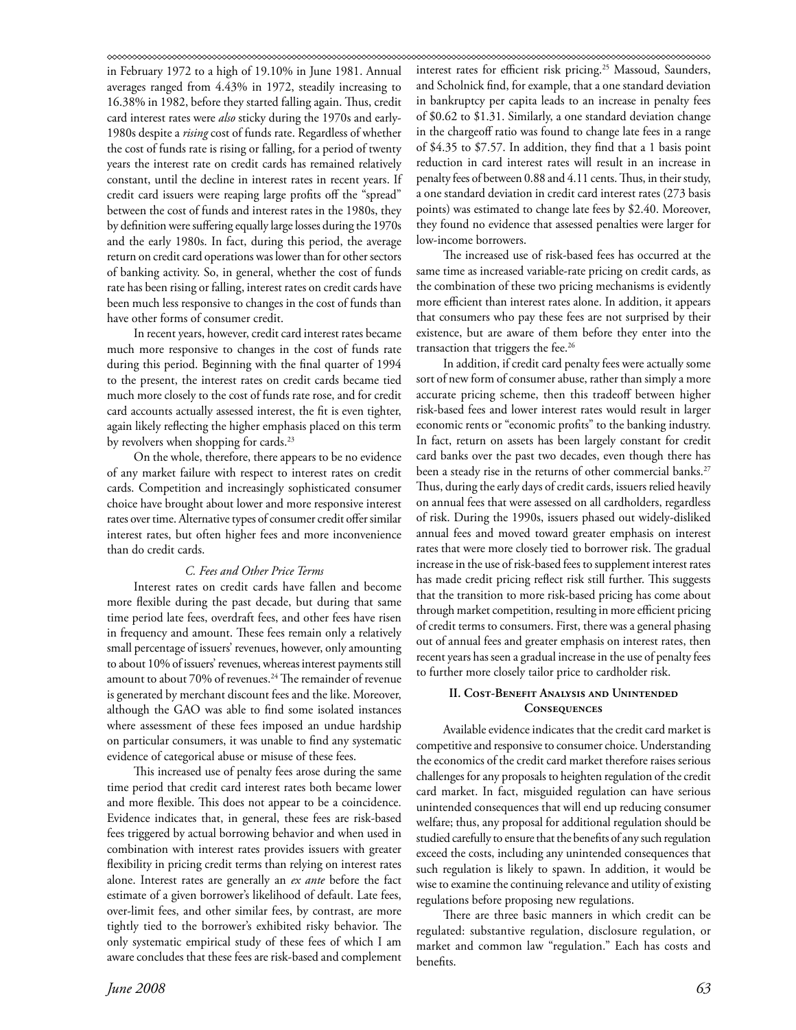in February 1972 to a high of 19.10% in June 1981. Annual averages ranged from 4.43% in 1972, steadily increasing to 16.38% in 1982, before they started falling again. Thus, credit card interest rates were *also* sticky during the 1970s and early-1980s despite a *rising* cost of funds rate. Regardless of whether the cost of funds rate is rising or falling, for a period of twenty years the interest rate on credit cards has remained relatively constant, until the decline in interest rates in recent years. If credit card issuers were reaping large profits off the "spread" between the cost of funds and interest rates in the 1980s, they by definition were suffering equally large losses during the 1970s and the early 1980s. In fact, during this period, the average return on credit card operations was lower than for other sectors of banking activity. So, in general, whether the cost of funds rate has been rising or falling, interest rates on credit cards have been much less responsive to changes in the cost of funds than have other forms of consumer credit.

In recent years, however, credit card interest rates became much more responsive to changes in the cost of funds rate during this period. Beginning with the final quarter of 1994 to the present, the interest rates on credit cards became tied much more closely to the cost of funds rate rose, and for credit card accounts actually assessed interest, the fit is even tighter, again likely reflecting the higher emphasis placed on this term by revolvers when shopping for cards.[23]

On the whole, therefore, there appears to be no evidence of any market failure with respect to interest rates on credit cards. Competition and increasingly sophisticated consumer choice have brought about lower and more responsive interest rates over time. Alternative types of consumer credit offer similar interest rates, but often higher fees and more inconvenience than do credit cards.

### *C. Fees and Other Price Terms*

Interest rates on credit cards have fallen and become more flexible during the past decade, but during that same time period late fees, overdraft fees, and other fees have risen in frequency and amount. These fees remain only a relatively small percentage of issuers' revenues, however, only amounting to about 10% of issuers' revenues, whereas interest payments still amount to about 70% of revenues.[24] The remainder of revenue is generated by merchant discount fees and the like. Moreover, although the GAO was able to find some isolated instances where assessment of these fees imposed an undue hardship on particular consumers, it was unable to find any systematic evidence of categorical abuse or misuse of these fees.

This increased use of penalty fees arose during the same time period that credit card interest rates both became lower and more flexible. This does not appear to be a coincidence. Evidence indicates that, in general, these fees are risk-based fees triggered by actual borrowing behavior and when used in combination with interest rates provides issuers with greater flexibility in pricing credit terms than relying on interest rates alone. Interest rates are generally an *ex ante* before the fact estimate of a given borrower's likelihood of default. Late fees, over-limit fees, and other similar fees, by contrast, are more tightly tied to the borrower's exhibited risky behavior. The only systematic empirical study of these fees of which I am aware concludes that these fees are risk-based and complement interest rates for efficient risk pricing.[25] Massoud, Saunders, and Scholnick find, for example, that a one standard deviation in bankruptcy per capita leads to an increase in penalty fees of $0.62 to $1.31. Similarly, a one standard deviation change in the chargeoff ratio was found to change late fees in a range of $4.35 to $7.57. In addition, they find that a 1 basis point reduction in card interest rates will result in an increase in penalty fees of between 0.88 and 4.11 cents. Thus, in their study, a one standard deviation in credit card interest rates (273 basis points) was estimated to change late fees by $2.40. Moreover, they found no evidence that assessed penalties were larger for low-income borrowers.

The increased use of risk-based fees has occurred at the same time as increased variable-rate pricing on credit cards, as the combination of these two pricing mechanisms is evidently more efficient than interest rates alone. In addition, it appears that consumers who pay these fees are not surprised by their existence, but are aware of them before they enter into the transaction that triggers the fee.[26]

In addition, if credit card penalty fees were actually some sort of new form of consumer abuse, rather than simply a more accurate pricing scheme, then this tradeoff between higher risk-based fees and lower interest rates would result in larger economic rents or "economic profits" to the banking industry. In fact, return on assets has been largely constant for credit card banks over the past two decades, even though there has been a steady rise in the returns of other commercial banks.[27] Thus, during the early days of credit cards, issuers relied heavily on annual fees that were assessed on all cardholders, regardless of risk. During the 1990s, issuers phased out widely-disliked annual fees and moved toward greater emphasis on interest rates that were more closely tied to borrower risk. The gradual increase in the use of risk-based fees to supplement interest rates has made credit pricing reflect risk still further. This suggests that the transition to more risk-based pricing has come about through market competition, resulting in more efficient pricing of credit terms to consumers. First, there was a general phasing out of annual fees and greater emphasis on interest rates, then recent years has seen a gradual increase in the use of penalty fees to further more closely tailor price to cardholder risk.

## II. Cost-Benefit Analysis and Unintended Consequences

Available evidence indicates that the credit card market is competitive and responsive to consumer choice. Understanding the economics of the credit card market therefore raises serious challenges for any proposals to heighten regulation of the credit card market. In fact, misguided regulation can have serious unintended consequences that will end up reducing consumer welfare; thus, any proposal for additional regulation should be studied carefully to ensure that the benefits of any such regulation exceed the costs, including any unintended consequences that such regulation is likely to spawn. In addition, it would be wise to examine the continuing relevance and utility of existing regulations before proposing new regulations.

There are three basic manners in which credit can be regulated: substantive regulation, disclosure regulation, or market and common law "regulation." Each has costs and benefits.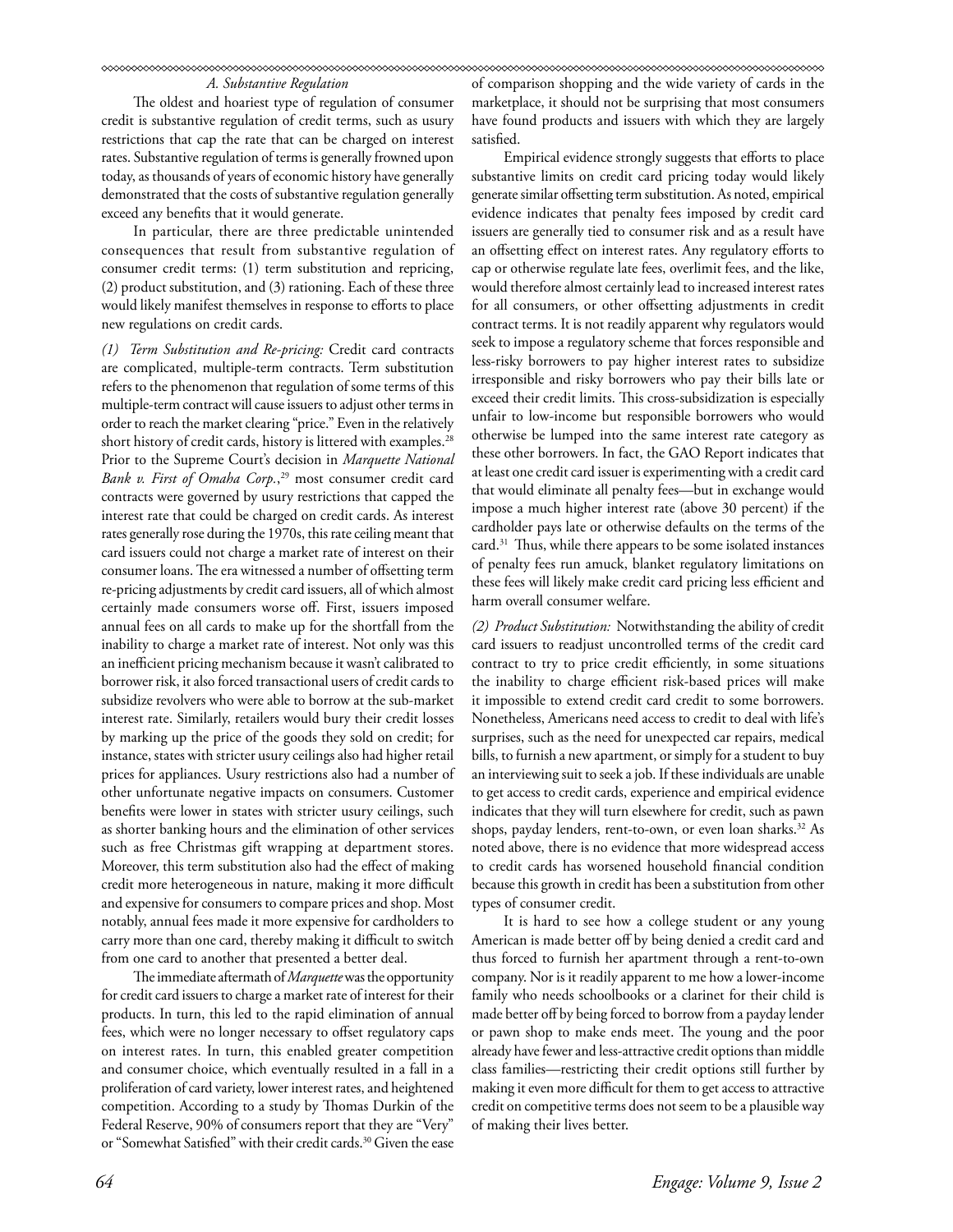### A. Substantive Regulation

The oldest and hoariest type of regulation of consumer credit is substantive regulation of credit terms, such as usury restrictions that cap the rate that can be charged on interest rates. Substantive regulation of terms is generally frowned upon today, as thousands of years of economic history have generally demonstrated that the costs of substantive regulation generally exceed any benefits that it would generate.

In particular, there are three predictable unintended consequences that result from substantive regulation of consumer credit terms: (1) term substitution and repricing, (2) product substitution, and (3) rationing. Each of these three would likely manifest themselves in response to efforts to place new regulations on credit cards.

*(1) Term Substitution and Re-pricing:* Credit card contracts are complicated, multiple-term contracts. Term substitution refers to the phenomenon that regulation of some terms of this multiple-term contract will cause issuers to adjust other terms in order to reach the market clearing "price." Even in the relatively short history of credit cards, history is littered with examples.[28] Prior to the Supreme Court's decision in *Marquette National Bank v. First of Omaha Corp.*,[29] most consumer credit card contracts were governed by usury restrictions that capped the interest rate that could be charged on credit cards. As interest rates generally rose during the 1970s, this rate ceiling meant that card issuers could not charge a market rate of interest on their consumer loans. The era witnessed a number of offsetting term re-pricing adjustments by credit card issuers, all of which almost certainly made consumers worse off. First, issuers imposed annual fees on all cards to make up for the shortfall from the inability to charge a market rate of interest. Not only was this an inefficient pricing mechanism because it wasn't calibrated to borrower risk, it also forced transactional users of credit cards to subsidize revolvers who were able to borrow at the sub-market interest rate. Similarly, retailers would bury their credit losses by marking up the price of the goods they sold on credit; for instance, states with stricter usury ceilings also had higher retail prices for appliances. Usury restrictions also had a number of other unfortunate negative impacts on consumers. Customer benefits were lower in states with stricter usury ceilings, such as shorter banking hours and the elimination of other services such as free Christmas gift wrapping at department stores. Moreover, this term substitution also had the effect of making credit more heterogeneous in nature, making it more difficult and expensive for consumers to compare prices and shop. Most notably, annual fees made it more expensive for cardholders to carry more than one card, thereby making it difficult to switch from one card to another that presented a better deal.

The immediate aftermath of *Marquette* was the opportunity for credit card issuers to charge a market rate of interest for their products. In turn, this led to the rapid elimination of annual fees, which were no longer necessary to offset regulatory caps on interest rates. In turn, this enabled greater competition and consumer choice, which eventually resulted in a fall in a proliferation of card variety, lower interest rates, and heightened competition. According to a study by Thomas Durkin of the Federal Reserve, 90% of consumers report that they are "Very" or "Somewhat Satisfied" with their credit cards.[30] Given the ease of comparison shopping and the wide variety of cards in the marketplace, it should not be surprising that most consumers have found products and issuers with which they are largely satisfied.

Empirical evidence strongly suggests that efforts to place substantive limits on credit card pricing today would likely generate similar offsetting term substitution. As noted, empirical evidence indicates that penalty fees imposed by credit card issuers are generally tied to consumer risk and as a result have an offsetting effect on interest rates. Any regulatory efforts to cap or otherwise regulate late fees, overlimit fees, and the like, would therefore almost certainly lead to increased interest rates for all consumers, or other offsetting adjustments in credit contract terms. It is not readily apparent why regulators would seek to impose a regulatory scheme that forces responsible and less-risky borrowers to pay higher interest rates to subsidize irresponsible and risky borrowers who pay their bills late or exceed their credit limits. This cross-subsidization is especially unfair to low-income but responsible borrowers who would otherwise be lumped into the same interest rate category as these other borrowers. In fact, the GAO Report indicates that at least one credit card issuer is experimenting with a credit card that would eliminate all penalty fees—but in exchange would impose a much higher interest rate (above 30 percent) if the cardholder pays late or otherwise defaults on the terms of the card.[31] Thus, while there appears to be some isolated instances of penalty fees run amuck, blanket regulatory limitations on these fees will likely make credit card pricing less efficient and harm overall consumer welfare.

*(2) Product Substitution:* Notwithstanding the ability of credit card issuers to readjust uncontrolled terms of the credit card contract to try to price credit efficiently, in some situations the inability to charge efficient risk-based prices will make it impossible to extend credit card credit to some borrowers. Nonetheless, Americans need access to credit to deal with life's surprises, such as the need for unexpected car repairs, medical bills, to furnish a new apartment, or simply for a student to buy an interviewing suit to seek a job. If these individuals are unable to get access to credit cards, experience and empirical evidence indicates that they will turn elsewhere for credit, such as pawn shops, payday lenders, rent-to-own, or even loan sharks.[32] As noted above, there is no evidence that more widespread access to credit cards has worsened household financial condition because this growth in credit has been a substitution from other types of consumer credit.

It is hard to see how a college student or any young American is made better off by being denied a credit card and thus forced to furnish her apartment through a rent-to-own company. Nor is it readily apparent to me how a lower-income family who needs schoolbooks or a clarinet for their child is made better off by being forced to borrow from a payday lender or pawn shop to make ends meet. The young and the poor already have fewer and less-attractive credit options than middle class families—restricting their credit options still further by making it even more difficult for them to get access to attractive credit on competitive terms does not seem to be a plausible way of making their lives better.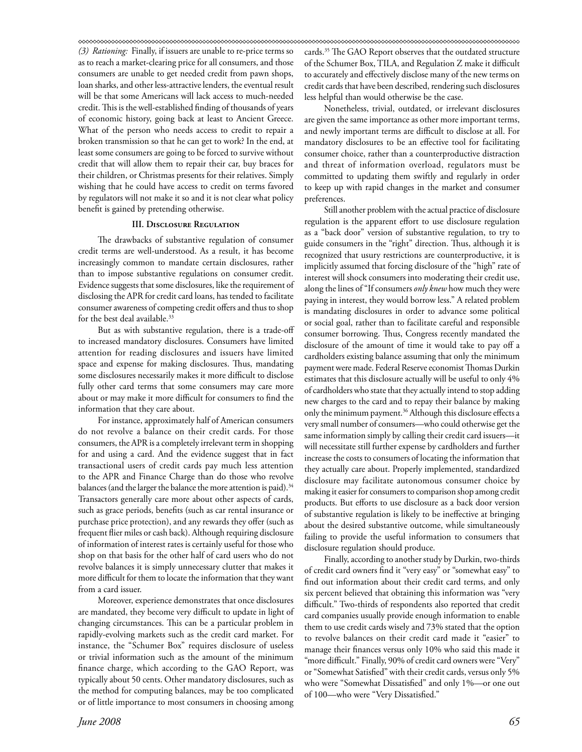*(3) Rationing:* Finally, if issuers are unable to re-price terms so as to reach a market-clearing price for all consumers, and those consumers are unable to get needed credit from pawn shops, loan sharks, and other less-attractive lenders, the eventual result will be that some Americans will lack access to much-needed credit. This is the well-established finding of thousands of years of economic history, going back at least to Ancient Greece. What of the person who needs access to credit to repair a broken transmission so that he can get to work? In the end, at least some consumers are going to be forced to survive without credit that will allow them to repair their car, buy braces for their children, or Christmas presents for their relatives. Simply wishing that he could have access to credit on terms favored by regulators will not make it so and it is not clear what policy benefit is gained by pretending otherwise.

### III. Disclosure Regulation

The drawbacks of substantive regulation of consumer credit terms are well-understood. As a result, it has become increasingly common to mandate certain disclosures, rather than to impose substantive regulations on consumer credit. Evidence suggests that some disclosures, like the requirement of disclosing the APR for credit card loans, has tended to facilitate consumer awareness of competing credit offers and thus to shop for the best deal available.[33]

But as with substantive regulation, there is a trade-off to increased mandatory disclosures. Consumers have limited attention for reading disclosures and issuers have limited space and expense for making disclosures. Thus, mandating some disclosures necessarily makes it more difficult to disclose fully other card terms that some consumers may care more about or may make it more difficult for consumers to find the information that they care about.

For instance, approximately half of American consumers do not revolve a balance on their credit cards. For those consumers, the APR is a completely irrelevant term in shopping for and using a card. And the evidence suggest that in fact transactional users of credit cards pay much less attention to the APR and Finance Charge than do those who revolve balances (and the larger the balance the more attention is paid).[34] Transactors generally care more about other aspects of cards, such as grace periods, benefits (such as car rental insurance or purchase price protection), and any rewards they offer (such as frequent flier miles or cash back). Although requiring disclosure of information of interest rates is certainly useful for those who shop on that basis for the other half of card users who do not revolve balances it is simply unnecessary clutter that makes it more difficult for them to locate the information that they want from a card issuer.

Moreover, experience demonstrates that once disclosures are mandated, they become very difficult to update in light of changing circumstances. This can be a particular problem in rapidly-evolving markets such as the credit card market. For instance, the "Schumer Box" requires disclosure of useless or trivial information such as the amount of the minimum finance charge, which according to the GAO Report, was typically about 50 cents. Other mandatory disclosures, such as the method for computing balances, may be too complicated or of little importance to most consumers in choosing among cards.[35] The GAO Report observes that the outdated structure of the Schumer Box, TILA, and Regulation Z make it difficult to accurately and effectively disclose many of the new terms on credit cards that have been described, rendering such disclosures less helpful than would otherwise be the case.

Nonetheless, trivial, outdated, or irrelevant disclosures are given the same importance as other more important terms, and newly important terms are difficult to disclose at all. For mandatory disclosures to be an effective tool for facilitating consumer choice, rather than a counterproductive distraction and threat of information overload, regulators must be committed to updating them swiftly and regularly in order to keep up with rapid changes in the market and consumer preferences.

Still another problem with the actual practice of disclosure regulation is the apparent effort to use disclosure regulation as a "back door" version of substantive regulation, to try to guide consumers in the "right" direction. Thus, although it is recognized that usury restrictions are counterproductive, it is implicitly assumed that forcing disclosure of the "high" rate of interest will shock consumers into moderating their credit use, along the lines of "If consumers *only knew* how much they were paying in interest, they would borrow less." A related problem is mandating disclosures in order to advance some political or social goal, rather than to facilitate careful and responsible consumer borrowing. Thus, Congress recently mandated the disclosure of the amount of time it would take to pay off a cardholders existing balance assuming that only the minimum payment were made. Federal Reserve economist Thomas Durkin estimates that this disclosure actually will be useful to only 4% of cardholders who state that they actually intend to stop adding new charges to the card and to repay their balance by making only the minimum payment.[36] Although this disclosure effects a very small number of consumers—who could otherwise get the same information simply by calling their credit card issuers—it will necessitate still further expense by cardholders and further increase the costs to consumers of locating the information that they actually care about. Properly implemented, standardized disclosure may facilitate autonomous consumer choice by making it easier for consumers to comparison shop among credit products. But efforts to use disclosure as a back door version of substantive regulation is likely to be ineffective at bringing about the desired substantive outcome, while simultaneously failing to provide the useful information to consumers that disclosure regulation should produce.

Finally, according to another study by Durkin, two-thirds of credit card owners find it "very easy" or "somewhat easy" to find out information about their credit card terms, and only six percent believed that obtaining this information was "very difficult." Two-thirds of respondents also reported that credit card companies usually provide enough information to enable them to use credit cards wisely and 73% stated that the option to revolve balances on their credit card made it "easier" to manage their finances versus only 10% who said this made it "more difficult." Finally, 90% of credit card owners were "Very" or "Somewhat Satisfied" with their credit cards, versus only 5% who were "Somewhat Dissatisfied" and only 1%—or one out of 100—who were "Very Dissatisfied."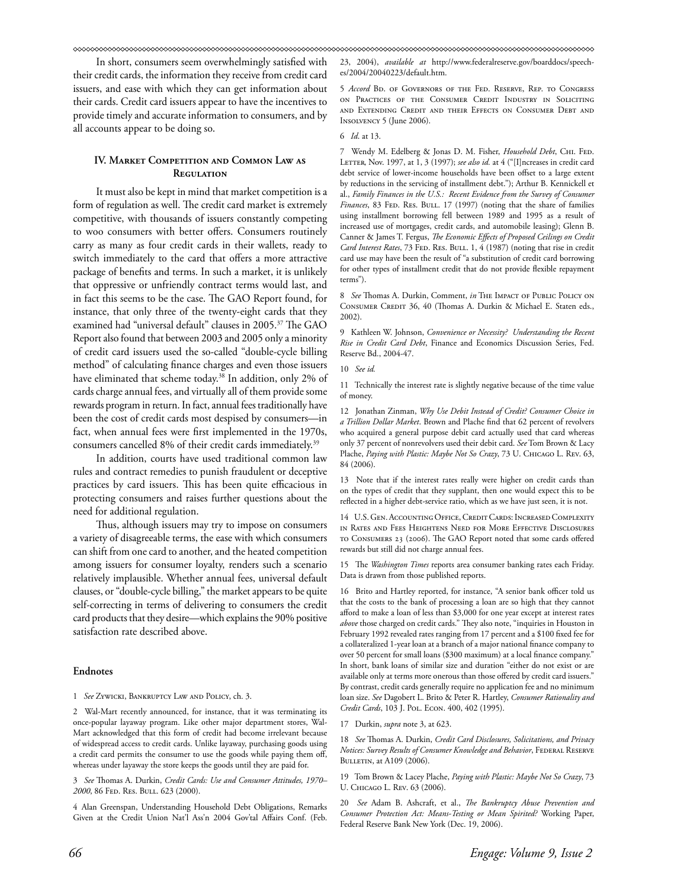In short, consumers seem overwhelmingly satisfied with their credit cards, the information they receive from credit card issuers, and ease with which they can get information about their cards. Credit card issuers appear to have the incentives to provide timely and accurate information to consumers, and by all accounts appear to be doing so.

### IV. Market Competition and Common Law as Regulation

It must also be kept in mind that market competition is a form of regulation as well. The credit card market is extremely competitive, with thousands of issuers constantly competing to woo consumers with better offers. Consumers routinely carry as many as four credit cards in their wallets, ready to switch immediately to the card that offers a more attractive package of benefits and terms. In such a market, it is unlikely that oppressive or unfriendly contract terms would last, and in fact this seems to be the case. The GAO Report found, for instance, that only three of the twenty-eight cards that they examined had "universal default" clauses in 2005.[37] The GAO Report also found that between 2003 and 2005 only a minority of credit card issuers used the so-called "double-cycle billing method" of calculating finance charges and even those issuers have eliminated that scheme today.[38] In addition, only 2% of cards charge annual fees, and virtually all of them provide some rewards program in return. In fact, annual fees traditionally have been the cost of credit cards most despised by consumers—in fact, when annual fees were first implemented in the 1970s, consumers cancelled 8% of their credit cards immediately.[39]

In addition, courts have used traditional common law rules and contract remedies to punish fraudulent or deceptive practices by card issuers. This has been quite efficacious in protecting consumers and raises further questions about the need for additional regulation.

Thus, although issuers may try to impose on consumers a variety of disagreeable terms, the ease with which consumers can shift from one card to another, and the heated competition among issuers for consumer loyalty, renders such a scenario relatively implausible. Whether annual fees, universal default clauses, or "double-cycle billing," the market appears to be quite self-correcting in terms of delivering to consumers the credit card products that they desire—which explains the 90% positive satisfaction rate described above.

#### Endnotes

1 *See* Zywicki, Bankruptcy Law and Policy, ch. 3.

2 Wal-Mart recently announced, for instance, that it was terminating its once-popular layaway program. Like other major department stores, Wal-Mart acknowledged that this form of credit had become irrelevant because of widespread access to credit cards. Unlike layaway, purchasing goods using a credit card permits the consumer to use the goods while paying them off, whereas under layaway the store keeps the goods until they are paid for.

3 *See* Thomas A. Durkin, *Credit Cards: Use and Consumer Attitudes, 1970–2000*, 86 Fed. Res. Bull. 623 (2000).

4 Alan Greenspan, Understanding Household Debt Obligations, Remarks Given at the Credit Union Nat'l Ass'n 2004 Gov'tal Affairs Conf. (Feb. 23, 2004), *available at* http://www.federalreserve.gov/boarddocs/speeches/2004/20040223/default.htm.

5 *Accord* Bd. of Governors of the Fed. Reserve, Rep. to Congress on Practices of the Consumer Credit Industry in Soliciting and Extending Credit and their Effects on Consumer Debt and Insolvency 5 (June 2006).

6 *Id*. at 13.

7 Wendy M. Edelberg & Jonas D. M. Fisher, *Household Debt*, Chi. Fed. Letter, Nov. 1997, at 1, 3 (1997); *see also id.* at 4 ("[I]ncreases in credit card debt service of lower-income households have been offset to a large extent by reductions in the servicing of installment debt."); Arthur B. Kennickell et al., *Family Finances in the U.S.: Recent Evidence from the Survey of Consumer Finances*, 83 Fed. Res. Bull. 17 (1997) (noting that the share of families using installment borrowing fell between 1989 and 1995 as a result of increased use of mortgages, credit cards, and automobile leasing); Glenn B. Canner & James T. Fergus, *The Economic Effects of Proposed Ceilings on Credit Card Interest Rates*, 73 Fed. Res. Bull. 1, 4 (1987) (noting that rise in credit card use may have been the result of "a substitution of credit card borrowing for other types of installment credit that do not provide flexible repayment terms").

8 *See* Thomas A. Durkin, Comment, *in* The Impact of Public Policy on Consumer Credit 36, 40 (Thomas A. Durkin & Michael E. Staten eds., 2002).

9 Kathleen W. Johnson, *Convenience or Necessity? Understanding the Recent Rise in Credit Card Debt*, Finance and Economics Discussion Series, Fed. Reserve Bd., 2004-47.

10 *See id.*

11 Technically the interest rate is slightly negative because of the time value of money.

12 Jonathan Zinman, *Why Use Debit Instead of Credit? Consumer Choice in a Trillion Dollar Market*. Brown and Plache find that 62 percent of revolvers who acquired a general purpose debit card actually used that card whereas only 37 percent of nonrevolvers used their debit card. *See* Tom Brown & Lacy Plache, *Paying with Plastic: Maybe Not So Crazy*, 73 U. Chicago L. Rev. 63, 84 (2006).

13 Note that if the interest rates really were higher on credit cards than on the types of credit that they supplant, then one would expect this to be reflected in a higher debt-service ratio, which as we have just seen, it is not.

14 U.S. Gen. Accounting Office, Credit Cards: Increased Complexity in Rates and Fees Heightens Need for More Effective Disclosures to Consumers 23 (2006). The GAO Report noted that some cards offered rewards but still did not charge annual fees.

15 The *Washington Times* reports area consumer banking rates each Friday. Data is drawn from those published reports.

16 Brito and Hartley reported, for instance, "A senior bank officer told us that the costs to the bank of processing a loan are so high that they cannot afford to make a loan of less than $3,000 for one year except at interest rates *above* those charged on credit cards." They also note, "inquiries in Houston in February 1992 revealed rates ranging from 17 percent and a $100 fixed fee for a collateralized 1-year loan at a branch of a major national finance company to over 50 percent for small loans ($300 maximum) at a local finance company." In short, bank loans of similar size and duration "either do not exist or are available only at terms more onerous than those offered by credit card issuers." By contrast, credit cards generally require no application fee and no minimum loan size. *See* Dagobert L. Brito & Peter R. Hartley, *Consumer Rationality and Credit Cards*, 103 J. Pol. Econ. 400, 402 (1995).

17 Durkin, *supra* note 3, at 623.

18 *See* Thomas A. Durkin, *Credit Card Disclosures, Solicitations, and Privacy Notices: Survey Results of Consumer Knowledge and Behavior*, Federal Reserve Bulletin, at A109 (2006).

19 Tom Brown & Lacey Plache, *Paying with Plastic: Maybe Not So Crazy*, 73 U. Chicago L. Rev. 63 (2006).

20 *See* Adam B. Ashcraft, et al., *The Bankruptcy Abuse Prevention and Consumer Protection Act: Means-Testing or Mean Spirited?* Working Paper, Federal Reserve Bank New York (Dec. 19, 2006).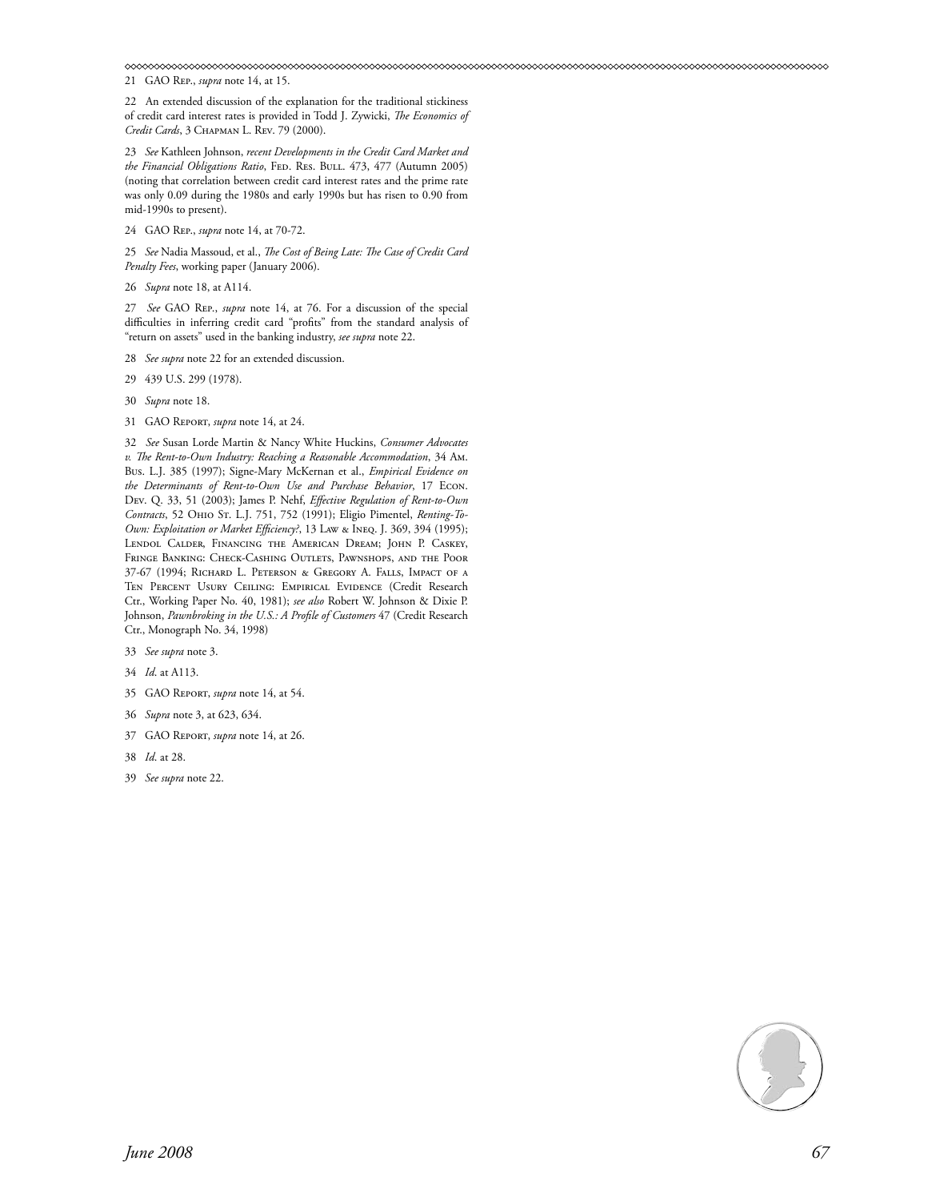21 GAO Rep., *supra* note 14, at 15.

22 An extended discussion of the explanation for the traditional stickiness of credit card interest rates is provided in Todd J. Zywicki, *The Economics of Credit Cards*, 3 Chapman L. Rev. 79 (2000).

23 *See* Kathleen Johnson, *recent Developments in the Credit Card Market and the Financial Obligations Ratio*, Fed. Res. Bull. 473, 477 (Autumn 2005) (noting that correlation between credit card interest rates and the prime rate was only 0.09 during the 1980s and early 1990s but has risen to 0.90 from mid-1990s to present).

24 GAO Rep., *supra* note 14, at 70-72.

25 *See* Nadia Massoud, et al., *The Cost of Being Late: The Case of Credit Card Penalty Fees*, working paper (January 2006).

26 *Supra* note 18, at A114.

27 *See* GAO Rep., *supra* note 14, at 76. For a discussion of the special difficulties in inferring credit card "profits" from the standard analysis of "return on assets" used in the banking industry, *see supra* note 22.

28 *See supra* note 22 for an extended discussion.

29 439 U.S. 299 (1978).

30 *Supra* note 18.

31 GAO Report, *supra* note 14, at 24.

32 *See* Susan Lorde Martin & Nancy White Huckins, *Consumer Advocates v. The Rent-to-Own Industry: Reaching a Reasonable Accommodation*, 34 Am. Bus. L.J. 385 (1997); Signe-Mary McKernan et al., *Empirical Evidence on the Determinants of Rent-to-Own Use and Purchase Behavior*, 17 Econ. Dev. Q. 33, 51 (2003); James P. Nehf, *Effective Regulation of Rent-to-Own Contracts*, 52 Ohio St. L.J. 751, 752 (1991); Eligio Pimentel, *Renting-To-Own: Exploitation or Market Efficiency?*, 13 Law & Ineq. J. 369, 394 (1995); Lendol Calder, Financing the American Dream; John P. Caskey, Fringe Banking: Check-Cashing Outlets, Pawnshops, and the Poor 37-67 (1994; Richard L. Peterson & Gregory A. Falls, Impact of a Ten Percent Usury Ceiling: Empirical Evidence (Credit Research Ctr., Working Paper No. 40, 1981); *see also* Robert W. Johnson & Dixie P. Johnson, *Pawnbroking in the U.S.: A Profile of Customers* 47 (Credit Research Ctr., Monograph No. 34, 1998)

33 *See supra* note 3.

34 *Id*. at A113.

35 GAO Report, *supra* note 14, at 54.

36 *Supra* note 3, at 623, 634.

37 GAO Report, *supra* note 14, at 26.

38 *Id*. at 28.

39 *See supra* note 22.